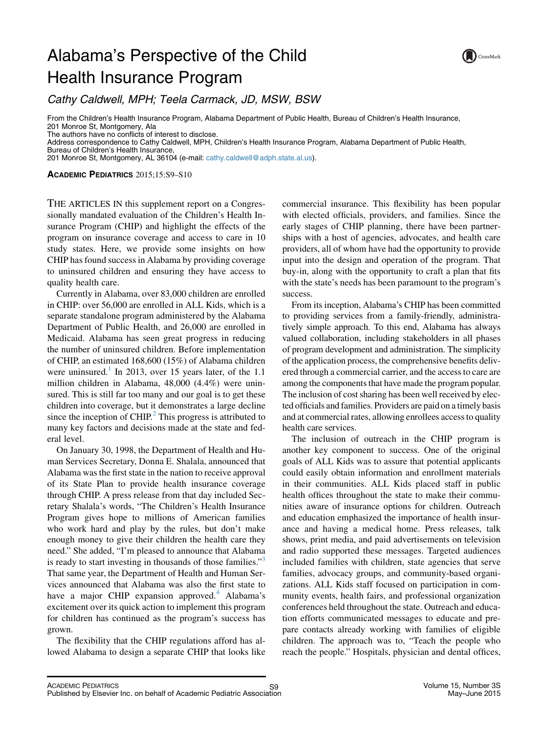# Alabama's Perspective of the Child Health Insurance Program

*Cathy Caldwell, MPH; Teela Carmack, JD, MSW, BSW*

From the Children's Health Insurance Program, Alabama Department of Public Health, Bureau of Children's Health Insurance, 201 Monroe St, Montgomery, Ala

The authors have no conflicts of interest to disclose.

Address correspondence to Cathy Caldwell, MPH, Children's Health Insurance Program, Alabama Department of Public Health, Bureau of Children's Health Insurance, 201 Monroe St, Montgomery, AL 36104 (e-mail: cathy.caldwell@adph.state.al.us).

**ACADEMIC PEDIATRICS** 2015;15:S9–S10

THE ARTICLES IN this supplement report on a Congressionally mandated evaluation of the Children's Health Insurance Program (CHIP) and highlight the effects of the program on insurance coverage and access to care in 10 study states. Here, we provide some insights on how CHIP has found success in Alabama by providing coverage to uninsured children and ensuring they have access to quality health care.

Currently in Alabama, over 83,000 children are enrolled in CHIP: over 56,000 are enrolled in ALL Kids, which is a separate standalone program administered by the Alabama Department of Public Health, and 26,000 are enrolled in Medicaid. Alabama has seen great progress in reducing the number of uninsured children. Before implementation of CHIP, an estimated 168,600 (15%) of Alabama children were uninsured.[1] In 2013, over 15 years later, of the 1.1 million children in Alabama, 48,000 (4.4%) were uninsured. This is still far too many and our goal is to get these children into coverage, but it demonstrates a large decline since the inception of CHIP.[2] This progress is attributed to many key factors and decisions made at the state and federal level.

On January 30, 1998, the Department of Health and Human Services Secretary, Donna E. Shalala, announced that Alabama was the first state in the nation to receive approval of its State Plan to provide health insurance coverage through CHIP. A press release from that day included Secretary Shalala's words, "The Children's Health Insurance Program gives hope to millions of American families who work hard and play by the rules, but don't make enough money to give their children the health care they need." She added, "I'm pleased to announce that Alabama is ready to start investing in thousands of those families."[3] That same year, the Department of Health and Human Services announced that Alabama was also the first state to have a major CHIP expansion approved.[4] Alabama's excitement over its quick action to implement this program for children has continued as the program's success has grown.

The flexibility that the CHIP regulations afford has allowed Alabama to design a separate CHIP that looks like commercial insurance. This flexibility has been popular with elected officials, providers, and families. Since the early stages of CHIP planning, there have been partnerships with a host of agencies, advocates, and health care providers, all of whom have had the opportunity to provide input into the design and operation of the program. That buy-in, along with the opportunity to craft a plan that fits with the state's needs has been paramount to the program's success.

From its inception, Alabama's CHIP has been committed to providing services from a family-friendly, administratively simple approach. To this end, Alabama has always valued collaboration, including stakeholders in all phases of program development and administration. The simplicity of the application process, the comprehensive benefits delivered through a commercial carrier, and the access to care are among the components that have made the program popular. The inclusion of cost sharing has been well received by elected officials and families. Providers are paid on a timely basis and at commercial rates, allowing enrollees access to quality health care services.

The inclusion of outreach in the CHIP program is another key component to success. One of the original goals of ALL Kids was to assure that potential applicants could easily obtain information and enrollment materials in their communities. ALL Kids placed staff in public health offices throughout the state to make their communities aware of insurance options for children. Outreach and education emphasized the importance of health insurance and having a medical home. Press releases, talk shows, print media, and paid advertisements on television and radio supported these messages. Targeted audiences included families with children, state agencies that serve families, advocacy groups, and community-based organizations. ALL Kids staff focused on participation in community events, health fairs, and professional organization conferences held throughout the state. Outreach and education efforts communicated messages to educate and prepare contacts already working with families of eligible children. The approach was to, "Teach the people who reach the people." Hospitals, physician and dental offices,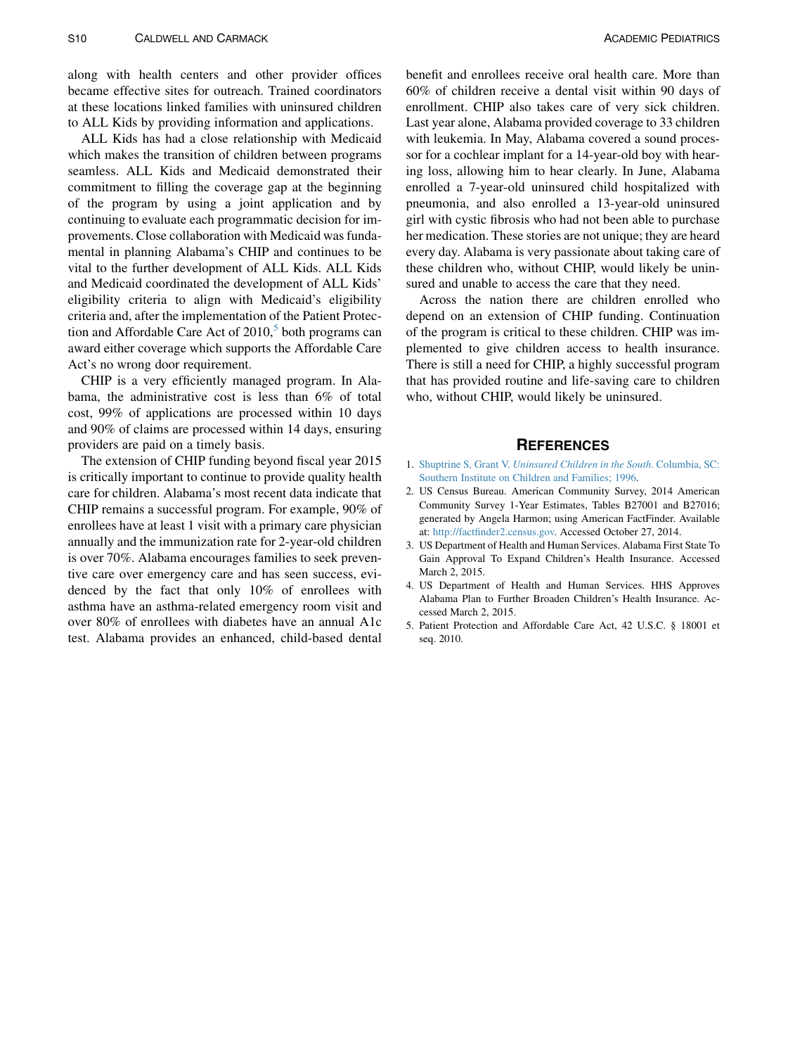along with health centers and other provider offices became effective sites for outreach. Trained coordinators at these locations linked families with uninsured children to ALL Kids by providing information and applications.

ALL Kids has had a close relationship with Medicaid which makes the transition of children between programs seamless. ALL Kids and Medicaid demonstrated their commitment to filling the coverage gap at the beginning of the program by using a joint application and by continuing to evaluate each programmatic decision for improvements. Close collaboration with Medicaid was fundamental in planning Alabama's CHIP and continues to be vital to the further development of ALL Kids. ALL Kids and Medicaid coordinated the development of ALL Kids' eligibility criteria to align with Medicaid's eligibility criteria and, after the implementation of the Patient Protection and Affordable Care Act of 2010,[5] both programs can award either coverage which supports the Affordable Care Act's no wrong door requirement.

CHIP is a very efficiently managed program. In Alabama, the administrative cost is less than 6% of total cost, 99% of applications are processed within 10 days and 90% of claims are processed within 14 days, ensuring providers are paid on a timely basis.

The extension of CHIP funding beyond fiscal year 2015 is critically important to continue to provide quality health care for children. Alabama's most recent data indicate that CHIP remains a successful program. For example, 90% of enrollees have at least 1 visit with a primary care physician annually and the immunization rate for 2-year-old children is over 70%. Alabama encourages families to seek preventive care over emergency care and has seen success, evidenced by the fact that only 10% of enrollees with asthma have an asthma-related emergency room visit and over 80% of enrollees with diabetes have an annual A1c test. Alabama provides an enhanced, child-based dental benefit and enrollees receive oral health care. More than 60% of children receive a dental visit within 90 days of enrollment. CHIP also takes care of very sick children. Last year alone, Alabama provided coverage to 33 children with leukemia. In May, Alabama covered a sound processor for a cochlear implant for a 14-year-old boy with hearing loss, allowing him to hear clearly. In June, Alabama enrolled a 7-year-old uninsured child hospitalized with pneumonia, and also enrolled a 13-year-old uninsured girl with cystic fibrosis who had not been able to purchase her medication. These stories are not unique; they are heard every day. Alabama is very passionate about taking care of these children who, without CHIP, would likely be uninsured and unable to access the care that they need.

Across the nation there are children enrolled who depend on an extension of CHIP funding. Continuation of the program is critical to these children. CHIP was implemented to give children access to health insurance. There is still a need for CHIP, a highly successful program that has provided routine and life-saving care to children who, without CHIP, would likely be uninsured.

## References

1. Shuptrine S, Grant V. *Uninsured Children in the South*. Columbia, SC: Southern Institute on Children and Families; 1996.
2. US Census Bureau. American Community Survey, 2014 American Community Survey 1-Year Estimates, Tables B27001 and B27016; generated by Angela Harmon; using American FactFinder. Available at: http://factfinder2.census.gov. Accessed October 27, 2014.
3. US Department of Health and Human Services. Alabama First State To Gain Approval To Expand Children's Health Insurance. Accessed March 2, 2015.
4. US Department of Health and Human Services. HHS Approves Alabama Plan to Further Broaden Children's Health Insurance. Accessed March 2, 2015.
5. Patient Protection and Affordable Care Act, 42 U.S.C. § 18001 et seq. 2010.